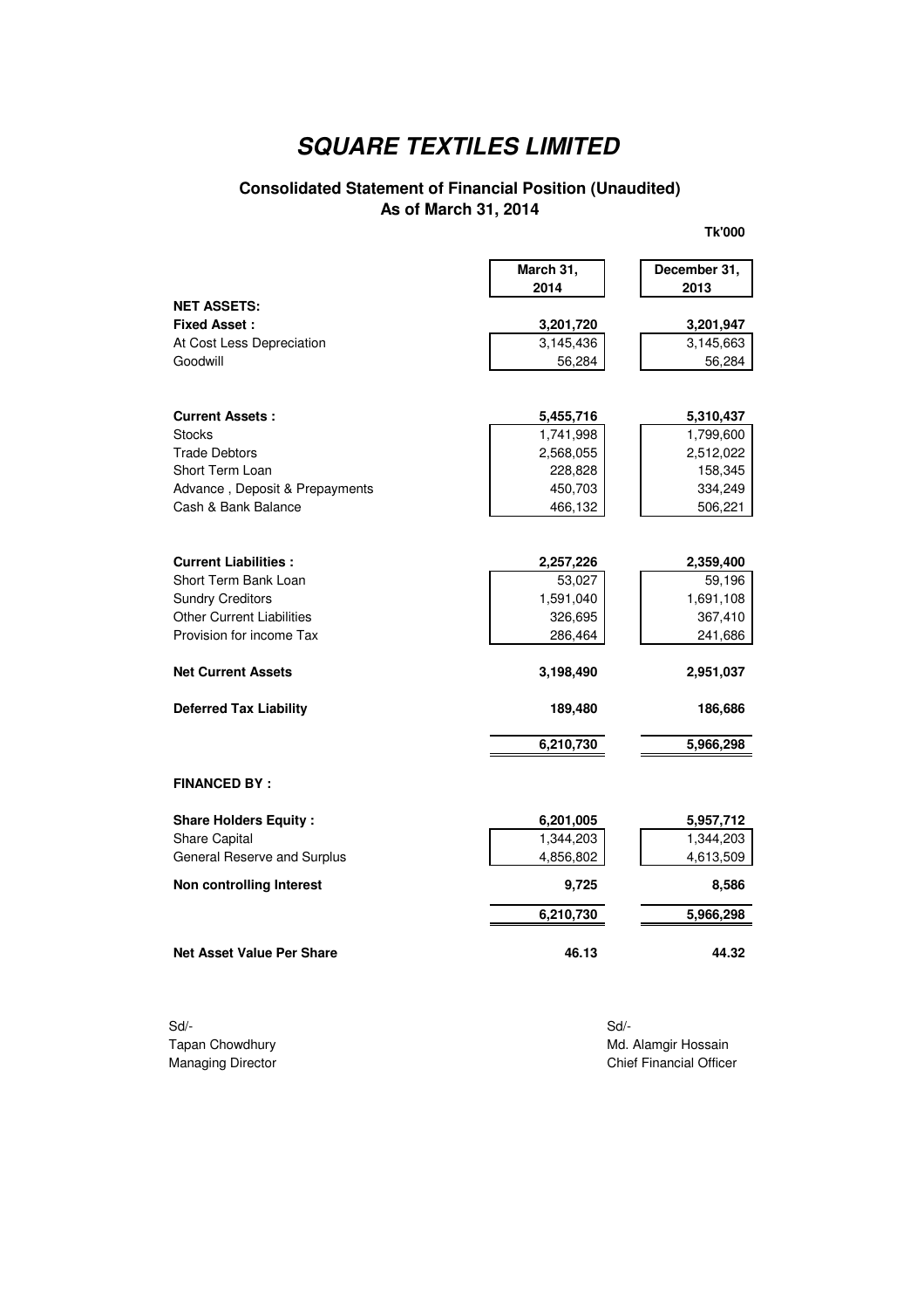# *SQUARE TEXTILES LIMITED*

## Consolidated Statement of Financial Position (Unaudited)
## As of March 31, 2014

**Tk'000**

| | March 31, 2014 | December 31, 2013 |
|---|---|---|
| **NET ASSETS:** | | |
| **Fixed Asset :** | **3,201,720** | **3,201,947** |
| At Cost Less Depreciation | 3,145,436 | 3,145,663 |
| Goodwill | 56,284 | 56,284 |
| | | |
| **Current Assets :** | **5,455,716** | **5,310,437** |
| Stocks | 1,741,998 | 1,799,600 |
| Trade Debtors | 2,568,055 | 2,512,022 |
| Short Term Loan | 228,828 | 158,345 |
| Advance , Deposit & Prepayments | 450,703 | 334,249 |
| Cash & Bank Balance | 466,132 | 506,221 |
| | | |
| **Current Liabilities :** | **2,257,226** | **2,359,400** |
| Short Term Bank Loan | 53,027 | 59,196 |
| Sundry Creditors | 1,591,040 | 1,691,108 |
| Other Current Liabilities | 326,695 | 367,410 |
| Provision for income Tax | 286,464 | 241,686 |
| | | |
| **Net Current Assets** | **3,198,490** | **2,951,037** |
| | | |
| **Deferred Tax Liability** | **189,480** | **186,686** |
| | | |
| | **6,210,730** | **5,966,298** |
| | | |
| **FINANCED BY :** | | |
| | | |
| **Share Holders Equity :** | **6,201,005** | **5,957,712** |
| Share Capital | 1,344,203 | 1,344,203 |
| General Reserve and Surplus | 4,856,802 | 4,613,509 |
| **Non controlling Interest** | **9,725** | **8,586** |
| | **6,210,730** | **5,966,298** |
| | | |
| **Net Asset Value Per Share** | **46.13** | **44.32** |

Sd/-
Tapan Chowdhury
Managing Director

Sd/-
Md. Alamgir Hossain
Chief Financial Officer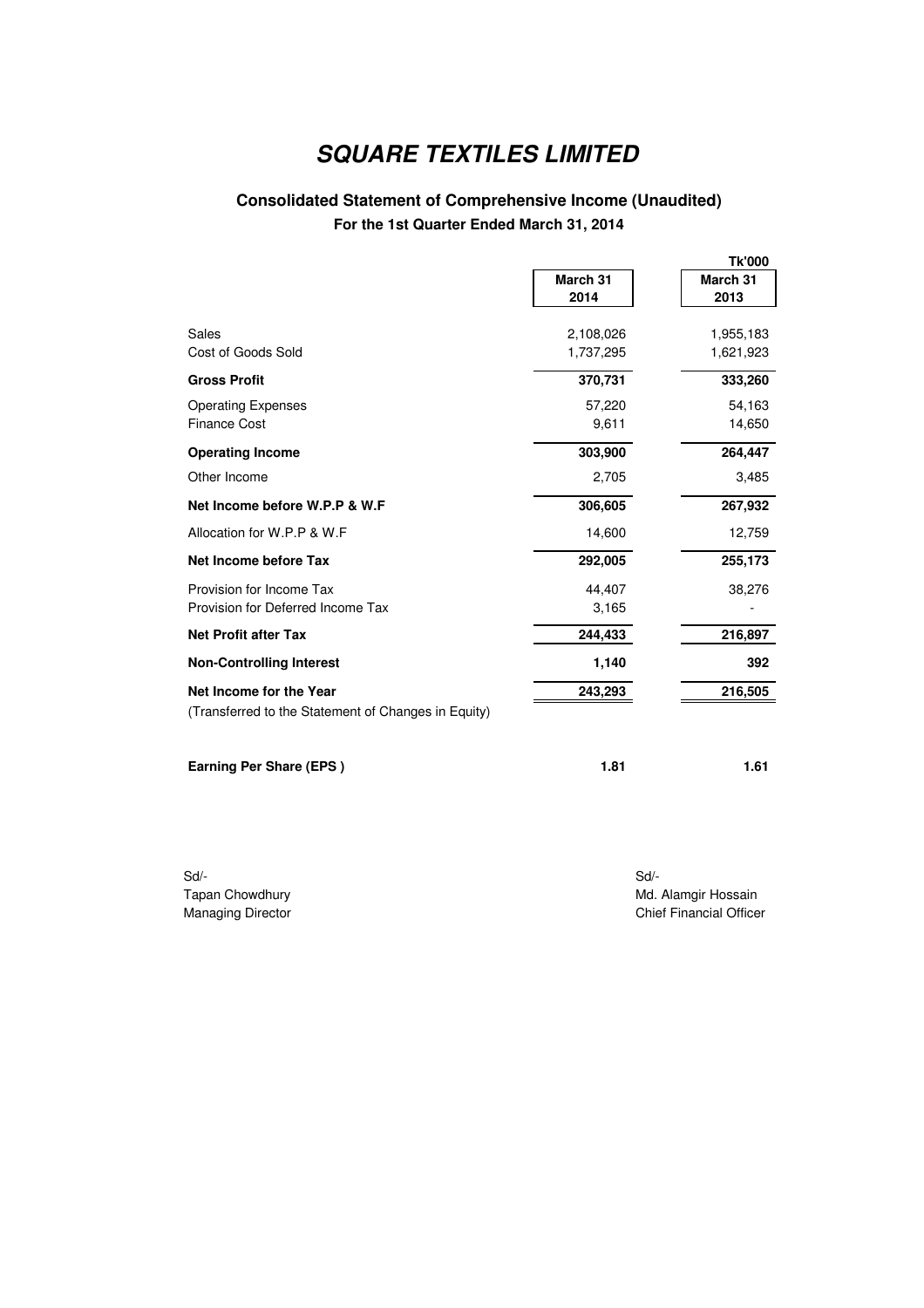# SQUARE TEXTILES LIMITED

## Consolidated Statement of Comprehensive Income (Unaudited)

### For the 1st Quarter Ended March 31, 2014

| | March 31 2014 | Tk'000 March 31 2013 |
|---|---|---|
| Sales | 2,108,026 | 1,955,183 |
| Cost of Goods Sold | 1,737,295 | 1,621,923 |
| **Gross Profit** | **370,731** | **333,260** |
| Operating Expenses | 57,220 | 54,163 |
| Finance Cost | 9,611 | 14,650 |
| **Operating Income** | **303,900** | **264,447** |
| Other Income | 2,705 | 3,485 |
| **Net Income before W.P.P & W.F** | **306,605** | **267,932** |
| Allocation for W.P.P & W.F | 14,600 | 12,759 |
| **Net Income before Tax** | **292,005** | **255,173** |
| Provision for Income Tax | 44,407 | 38,276 |
| Provision for Deferred Income Tax | 3,165 | - |
| **Net Profit after Tax** | **244,433** | **216,897** |
| **Non-Controlling Interest** | **1,140** | **392** |
| **Net Income for the Year** | **243,293** | **216,505** |
| (Transferred to the Statement of Changes in Equity) | | |
| **Earning Per Share (EPS )** | **1.81** | **1.61** |

Sd/-
Tapan Chowdhury
Managing Director

Sd/-
Md. Alamgir Hossain
Chief Financial Officer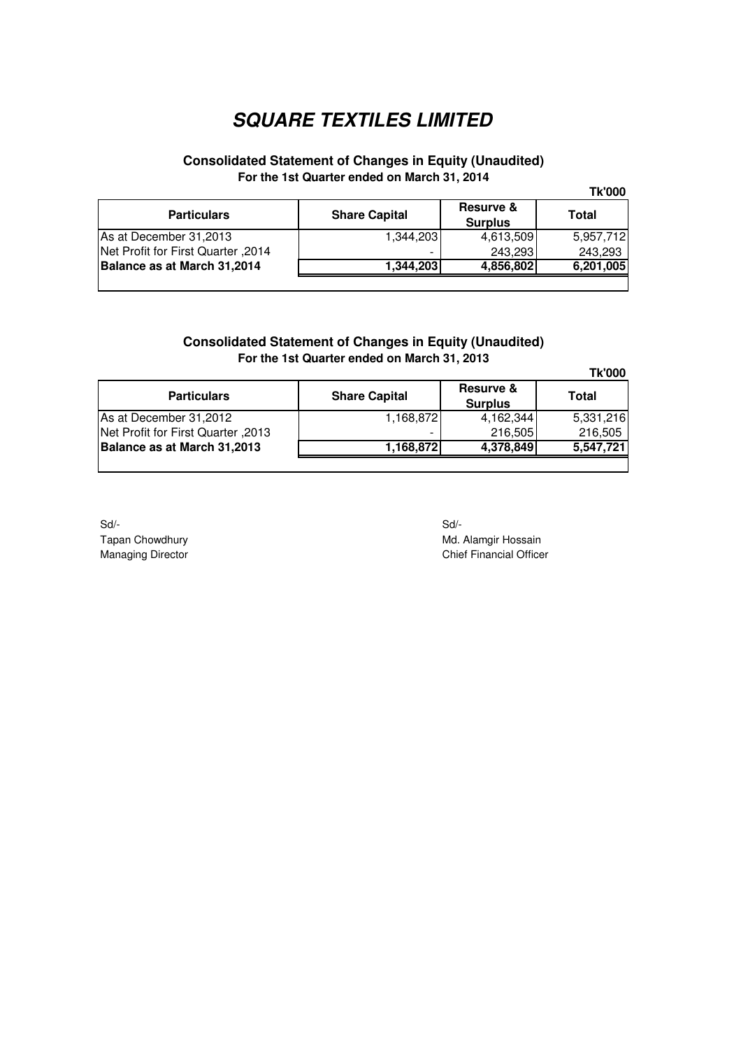# SQUARE TEXTILES LIMITED

### Consolidated Statement of Changes in Equity (Unaudited)
**For the 1st Quarter ended on March 31, 2014**

**Tk'000**

| Particulars | Share Capital | Resurve & Surplus | Total |
|---|---|---|---|
| As at December 31,2013 | 1,344,203 | 4,613,509 | 5,957,712 |
| Net Profit for First Quarter ,2014 | - | 243,293 | 243,293 |
| **Balance as at March 31,2014** | **1,344,203** | **4,856,802** | **6,201,005** |

### Consolidated Statement of Changes in Equity (Unaudited)
**For the 1st Quarter ended on March 31, 2013**

**Tk'000**

| Particulars | Share Capital | Resurve & Surplus | Total |
|---|---|---|---|
| As at December 31,2012 | 1,168,872 | 4,162,344 | 5,331,216 |
| Net Profit for First Quarter ,2013 | - | 216,505 | 216,505 |
| **Balance as at March 31,2013** | **1,168,872** | **4,378,849** | **5,547,721** |

Sd/-
Tapan Chowdhury
Managing Director

Sd/-
Md. Alamgir Hossain
Chief Financial Officer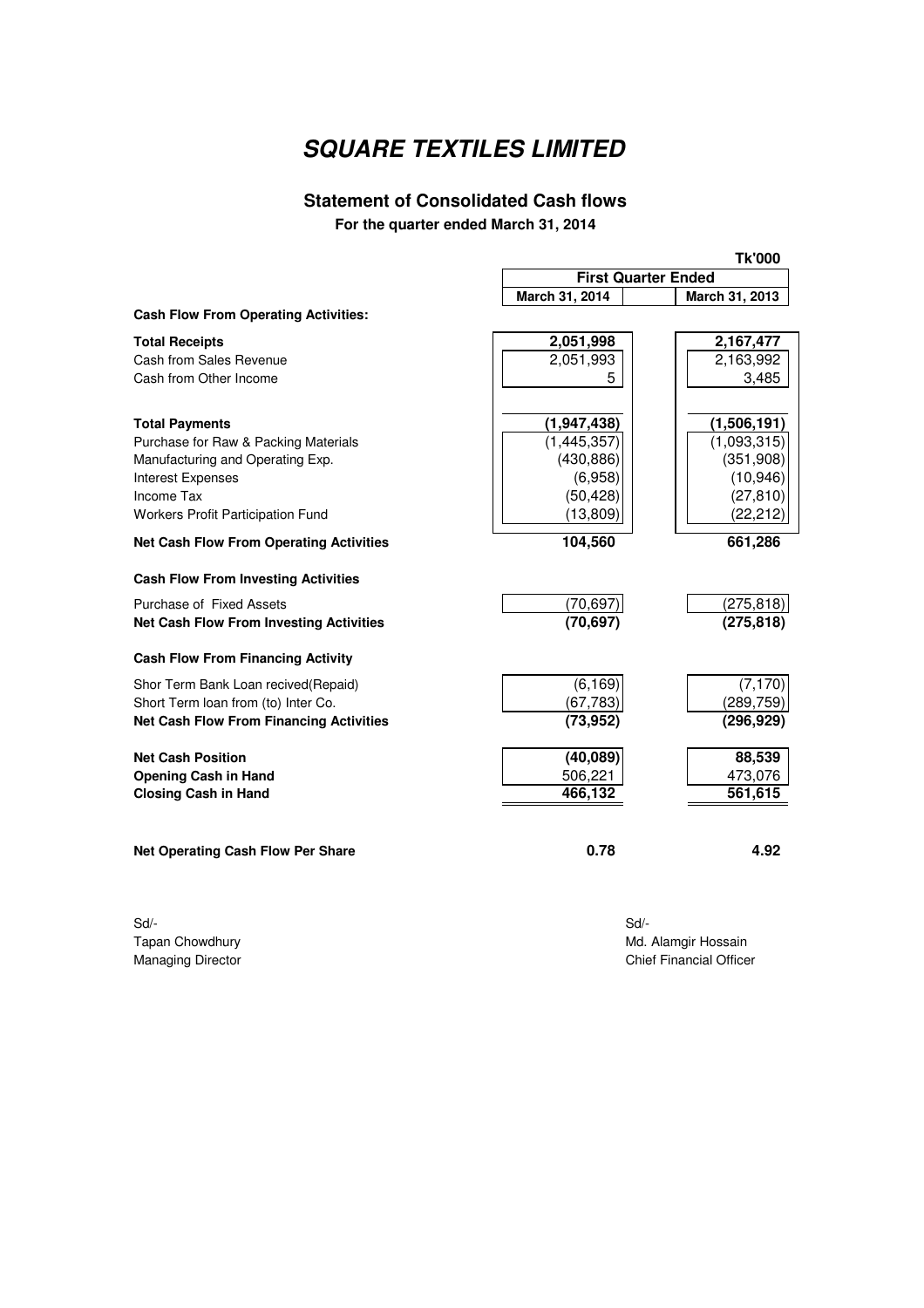# SQUARE TEXTILES LIMITED

## Statement of Consolidated Cash flows

**For the quarter ended March 31, 2014**

| | First Quarter Ended | |
|---|---|---|
| **Tk'000** | **March 31, 2014** | **March 31, 2013** |
| **Cash Flow From Operating Activities:** | | |
| **Total Receipts** | **2,051,998** | **2,167,477** |
| Cash from Sales Revenue | 2,051,993 | 2,163,992 |
| Cash from Other Income | 5 | 3,485 |
| **Total Payments** | **(1,947,438)** | **(1,506,191)** |
| Purchase for Raw & Packing Materials | (1,445,357) | (1,093,315) |
| Manufacturing and Operating Exp. | (430,886) | (351,908) |
| Interest Expenses | (6,958) | (10,946) |
| Income Tax | (50,428) | (27,810) |
| Workers Profit Participation Fund | (13,809) | (22,212) |
| **Net Cash Flow From Operating Activities** | **104,560** | **661,286** |
| **Cash Flow From Investing Activities** | | |
| Purchase of Fixed Assets | (70,697) | (275,818) |
| **Net Cash Flow From Investing Activities** | **(70,697)** | **(275,818)** |
| **Cash Flow From Financing Activity** | | |
| Shor Term Bank Loan recived(Repaid) | (6,169) | (7,170) |
| Short Term loan from (to) Inter Co. | (67,783) | (289,759) |
| **Net Cash Flow From Financing Activities** | **(73,952)** | **(296,929)** |
| **Net Cash Position** | **(40,089)** | **88,539** |
| **Opening Cash in Hand** | 506,221 | 473,076 |
| **Closing Cash in Hand** | **466,132** | **561,615** |
| **Net Operating Cash Flow Per Share** | **0.78** | **4.92** |

Sd/-
Tapan Chowdhury
Managing Director

Sd/-
Md. Alamgir Hossain
Chief Financial Officer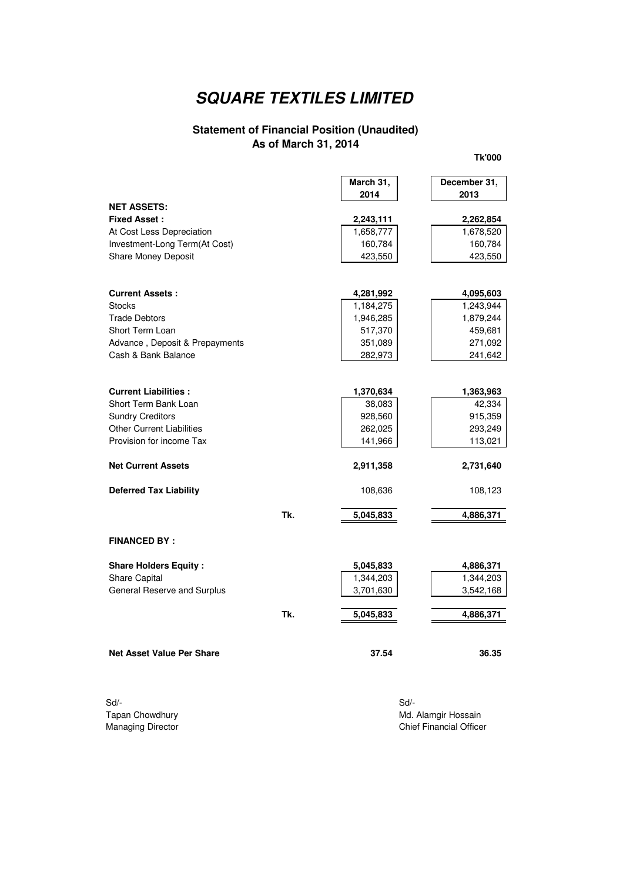# SQUARE TEXTILES LIMITED

## Statement of Financial Position (Unaudited)
## As of March 31, 2014

**Tk'000**

| | | March 31, 2014 | December 31, 2013 |
|---|---|---|---|
| **NET ASSETS:** | | | |
| **Fixed Asset :** | | **2,243,111** | **2,262,854** |
| At Cost Less Depreciation | | 1,658,777 | 1,678,520 |
| Investment-Long Term(At Cost) | | 160,784 | 160,784 |
| Share Money Deposit | | 423,550 | 423,550 |
| | | | |
| **Current Assets :** | | **4,281,992** | **4,095,603** |
| Stocks | | 1,184,275 | 1,243,944 |
| Trade Debtors | | 1,946,285 | 1,879,244 |
| Short Term Loan | | 517,370 | 459,681 |
| Advance , Deposit & Prepayments | | 351,089 | 271,092 |
| Cash & Bank Balance | | 282,973 | 241,642 |
| | | | |
| **Current Liabilities :** | | **1,370,634** | **1,363,963** |
| Short Term Bank Loan | | 38,083 | 42,334 |
| Sundry Creditors | | 928,560 | 915,359 |
| Other Current Liabilities | | 262,025 | 293,249 |
| Provision for income Tax | | 141,966 | 113,021 |
| | | | |
| **Net Current Assets** | | **2,911,358** | **2,731,640** |
| | | | |
| **Deferred Tax Liability** | | 108,636 | 108,123 |
| | | | |
| | Tk. | 5,045,833 | 4,886,371 |
| | | | |
| **FINANCED BY :** | | | |
| | | | |
| **Share Holders Equity :** | | **5,045,833** | **4,886,371** |
| Share Capital | | 1,344,203 | 1,344,203 |
| General Reserve and Surplus | | 3,701,630 | 3,542,168 |
| | Tk. | 5,045,833 | 4,886,371 |
| | | | |
| **Net Asset Value Per Share** | | **37.54** | **36.35** |

Sd/-
Tapan Chowdhury
Managing Director

Sd/-
Md. Alamgir Hossain
Chief Financial Officer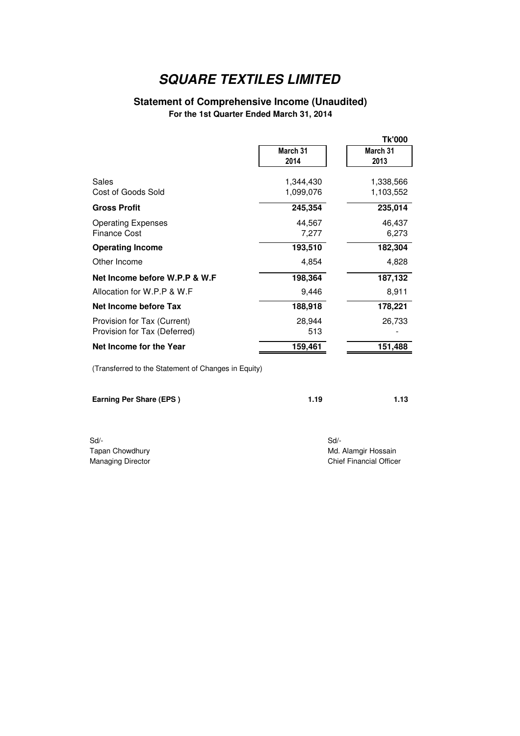# SQUARE TEXTILES LIMITED

## Statement of Comprehensive Income (Unaudited)

**For the 1st Quarter Ended March 31, 2014**

| | March 31 2014 | March 31 2013 |
|---|---|---|
| | | **Tk'000** |
| Sales | 1,344,430 | 1,338,566 |
| Cost of Goods Sold | 1,099,076 | 1,103,552 |
| **Gross Profit** | **245,354** | **235,014** |
| Operating Expenses | 44,567 | 46,437 |
| Finance Cost | 7,277 | 6,273 |
| **Operating Income** | **193,510** | **182,304** |
| Other Income | 4,854 | 4,828 |
| **Net Income before W.P.P & W.F** | **198,364** | **187,132** |
| Allocation for W.P.P & W.F | 9,446 | 8,911 |
| **Net Income before Tax** | **188,918** | **178,221** |
| Provision for Tax (Current) | 28,944 | 26,733 |
| Provision for Tax (Deferred) | 513 | - |
| **Net Income for the Year** | **159,461** | **151,488** |

(Transferred to the Statement of Changes in Equity)

| | | |
|---|---|---|
| **Earning Per Share (EPS )** | **1.19** | **1.13** |

Sd/-
Tapan Chowdhury
Managing Director

Sd/-
Md. Alamgir Hossain
Chief Financial Officer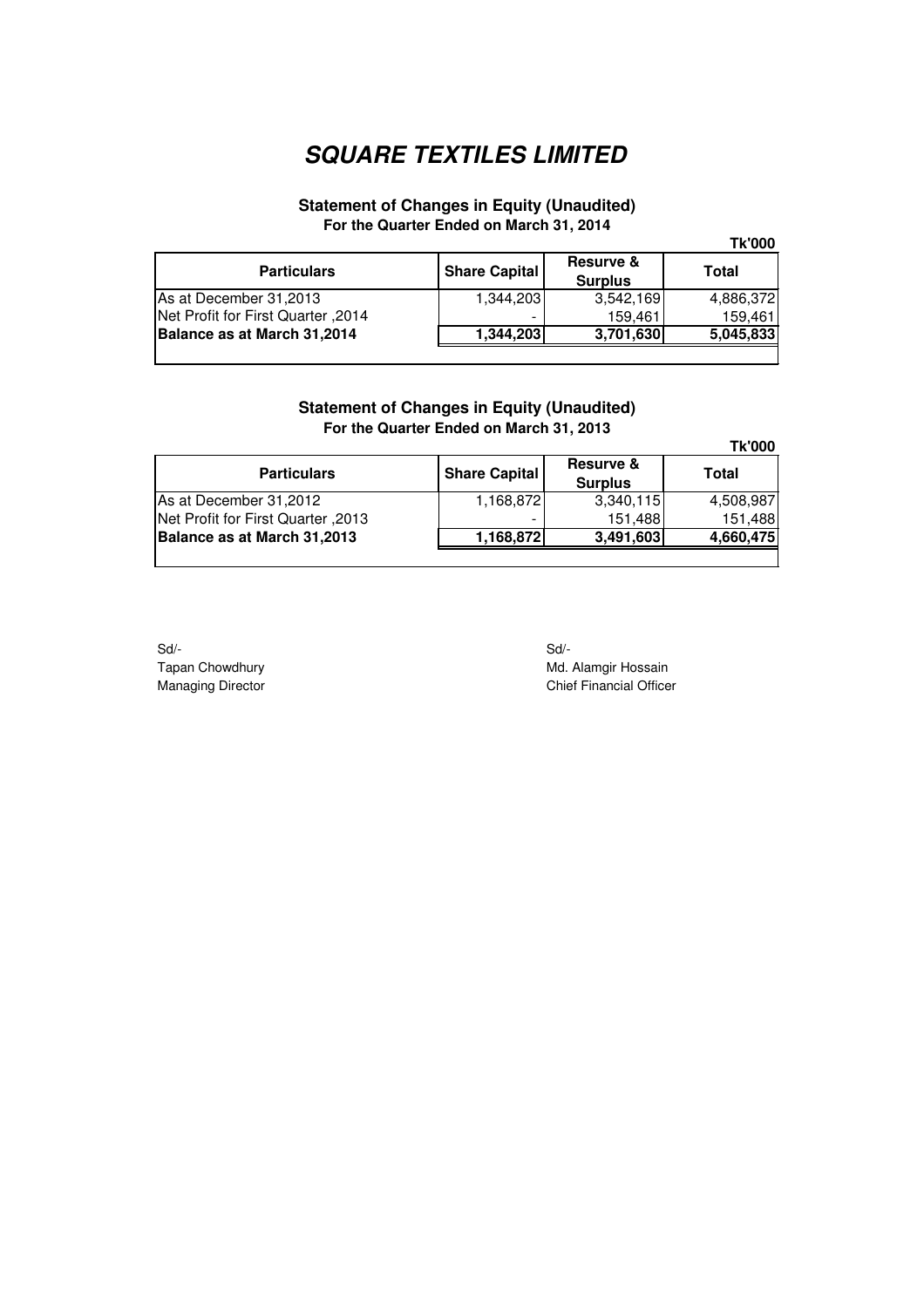# *SQUARE TEXTILES LIMITED*

### Statement of Changes in Equity (Unaudited)
**For the Quarter Ended on March 31, 2014**

**Tk'000**

| Particulars | Share Capital | Resurve & Surplus | Total |
|---|---|---|---|
| As at December 31,2013 | 1,344,203 | 3,542,169 | 4,886,372 |
| Net Profit for First Quarter ,2014 | - | 159,461 | 159,461 |
| **Balance as at March 31,2014** | **1,344,203** | **3,701,630** | **5,045,833** |

### Statement of Changes in Equity (Unaudited)
**For the Quarter Ended on March 31, 2013**

**Tk'000**

| Particulars | Share Capital | Resurve & Surplus | Total |
|---|---|---|---|
| As at December 31,2012 | 1,168,872 | 3,340,115 | 4,508,987 |
| Net Profit for First Quarter ,2013 | - | 151,488 | 151,488 |
| **Balance as at March 31,2013** | **1,168,872** | **3,491,603** | **4,660,475** |

Sd/-
Tapan Chowdhury
Managing Director

Sd/-
Md. Alamgir Hossain
Chief Financial Officer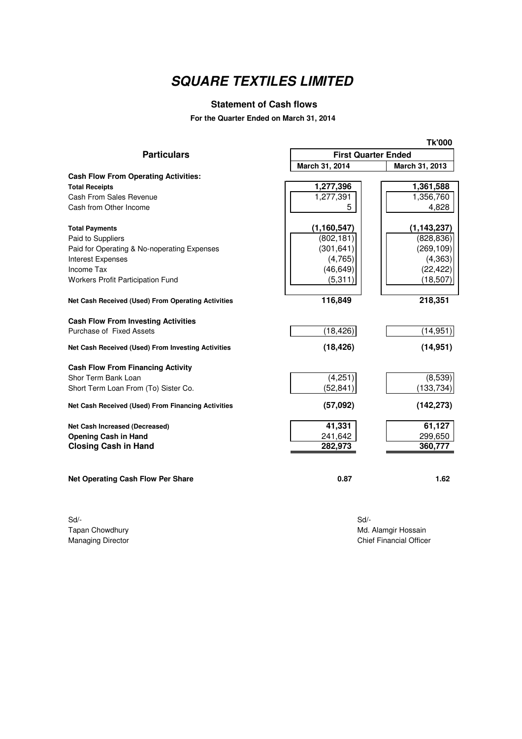# SQUARE TEXTILES LIMITED

## Statement of Cash flows

**For the Quarter Ended on March 31, 2014**

| Particulars | First Quarter Ended | Tk'000 |
|---|---|---|
| | **March 31, 2014** | **March 31, 2013** |
| **Cash Flow From Operating Activities:** | | |
| **Total Receipts** | **1,277,396** | **1,361,588** |
| Cash From Sales Revenue | 1,277,391 | 1,356,760 |
| Cash from Other Income | 5 | 4,828 |
| **Total Payments** | **(1,160,547)** | **(1,143,237)** |
| Paid to Suppliers | (802,181) | (828,836) |
| Paid for Operating & No-noperating Expenses | (301,641) | (269,109) |
| Interest Expenses | (4,765) | (4,363) |
| Income Tax | (46,649) | (22,422) |
| Workers Profit Participation Fund | (5,311) | (18,507) |
| **Net Cash Received (Used) From Operating Activities** | **116,849** | **218,351** |
| **Cash Flow From Investing Activities** | | |
| Purchase of Fixed Assets | (18,426) | (14,951) |
| **Net Cash Received (Used) From Investing Activities** | **(18,426)** | **(14,951)** |
| **Cash Flow From Financing Activity** | | |
| Shor Term Bank Loan | (4,251) | (8,539) |
| Short Term Loan From (To) Sister Co. | (52,841) | (133,734) |
| **Net Cash Received (Used) From Financing Activities** | **(57,092)** | **(142,273)** |
| **Net Cash Increased (Decreased)** | **41,331** | **61,127** |
| **Opening Cash in Hand** | 241,642 | 299,650 |
| **Closing Cash in Hand** | **282,973** | **360,777** |
| **Net Operating Cash Flow Per Share** | **0.87** | **1.62** |

Sd/-
Tapan Chowdhury
Managing Director

Sd/-
Md. Alamgir Hossain
Chief Financial Officer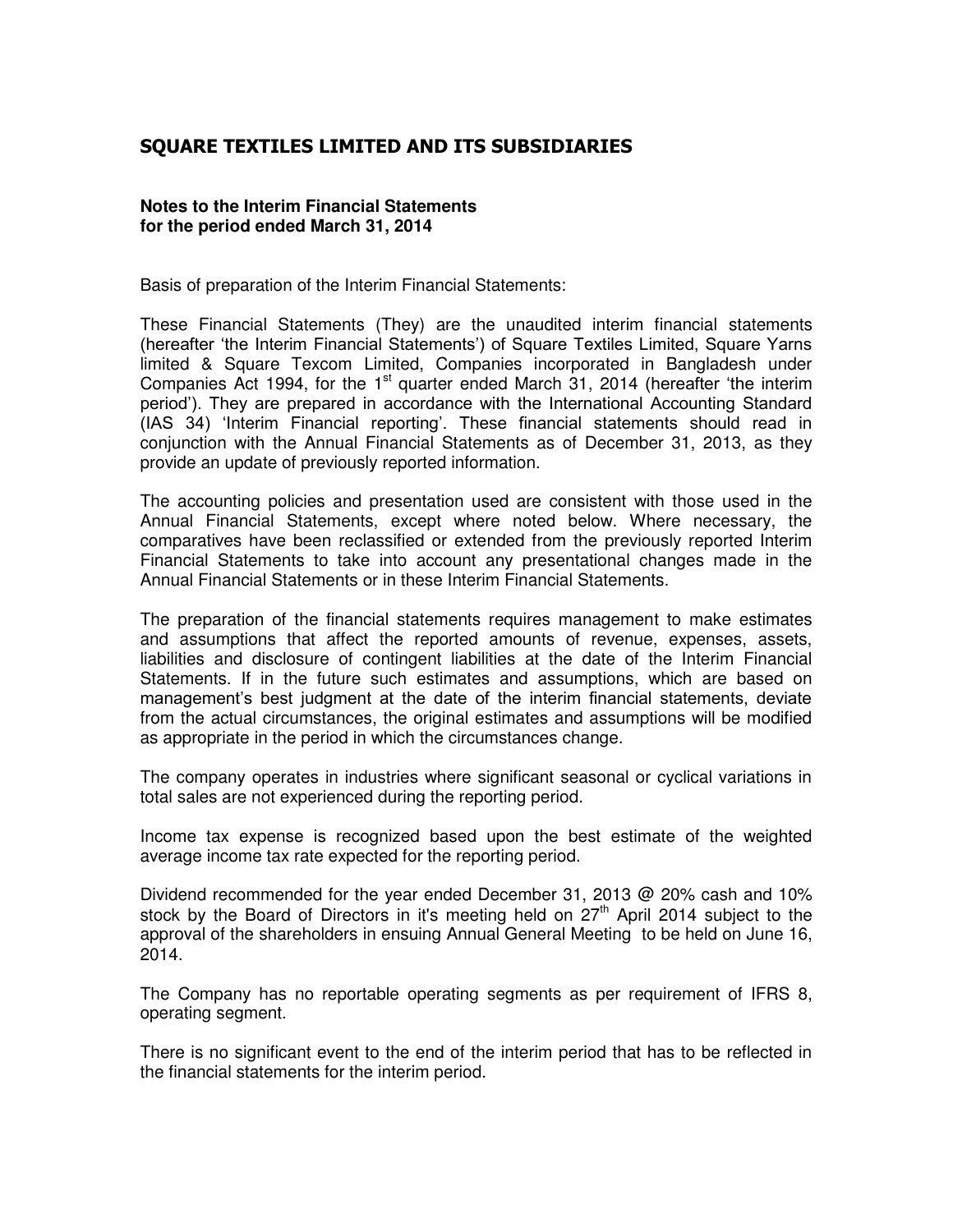# SQUARE TEXTILES LIMITED AND ITS SUBSIDIARIES

**Notes to the Interim Financial Statements**
**for the period ended March 31, 2014**

Basis of preparation of the Interim Financial Statements:

These Financial Statements (They) are the unaudited interim financial statements (hereafter 'the Interim Financial Statements') of Square Textiles Limited, Square Yarns limited & Square Texcom Limited, Companies incorporated in Bangladesh under Companies Act 1994, for the 1st quarter ended March 31, 2014 (hereafter 'the interim period'). They are prepared in accordance with the International Accounting Standard (IAS 34) 'Interim Financial reporting'. These financial statements should read in conjunction with the Annual Financial Statements as of December 31, 2013, as they provide an update of previously reported information.

The accounting policies and presentation used are consistent with those used in the Annual Financial Statements, except where noted below. Where necessary, the comparatives have been reclassified or extended from the previously reported Interim Financial Statements to take into account any presentational changes made in the Annual Financial Statements or in these Interim Financial Statements.

The preparation of the financial statements requires management to make estimates and assumptions that affect the reported amounts of revenue, expenses, assets, liabilities and disclosure of contingent liabilities at the date of the Interim Financial Statements. If in the future such estimates and assumptions, which are based on management's best judgment at the date of the interim financial statements, deviate from the actual circumstances, the original estimates and assumptions will be modified as appropriate in the period in which the circumstances change.

The company operates in industries where significant seasonal or cyclical variations in total sales are not experienced during the reporting period.

Income tax expense is recognized based upon the best estimate of the weighted average income tax rate expected for the reporting period.

Dividend recommended for the year ended December 31, 2013 @ 20% cash and 10% stock by the Board of Directors in it's meeting held on 27th April 2014 subject to the approval of the shareholders in ensuing Annual General Meeting to be held on June 16, 2014.

The Company has no reportable operating segments as per requirement of IFRS 8, operating segment.

There is no significant event to the end of the interim period that has to be reflected in the financial statements for the interim period.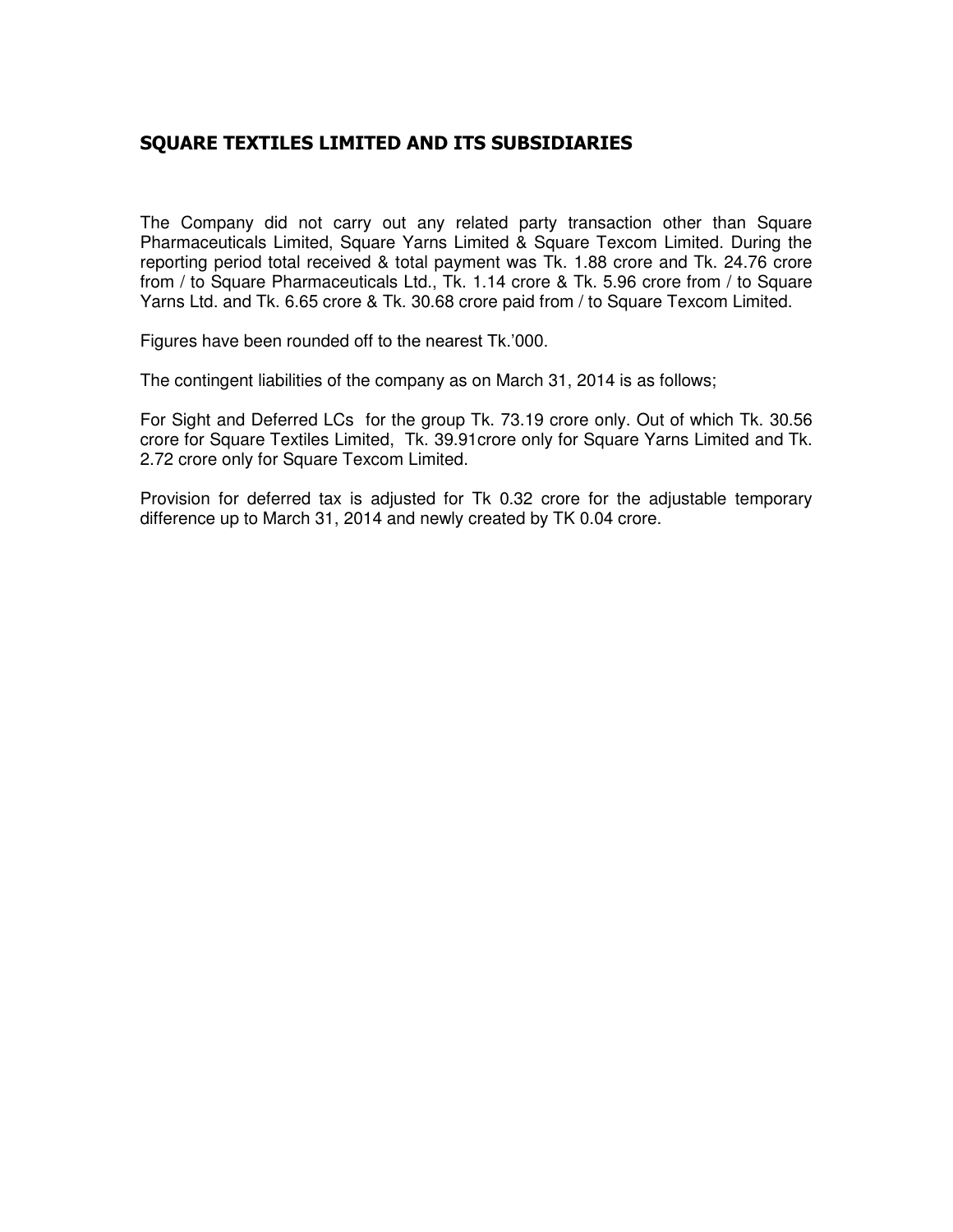## SQUARE TEXTILES LIMITED AND ITS SUBSIDIARIES

The Company did not carry out any related party transaction other than Square Pharmaceuticals Limited, Square Yarns Limited & Square Texcom Limited. During the reporting period total received & total payment was Tk. 1.88 crore and Tk. 24.76 crore from / to Square Pharmaceuticals Ltd., Tk. 1.14 crore & Tk. 5.96 crore from / to Square Yarns Ltd. and Tk. 6.65 crore & Tk. 30.68 crore paid from / to Square Texcom Limited.

Figures have been rounded off to the nearest Tk.'000.

The contingent liabilities of the company as on March 31, 2014 is as follows;

For Sight and Deferred LCs for the group Tk. 73.19 crore only. Out of which Tk. 30.56 crore for Square Textiles Limited, Tk. 39.91crore only for Square Yarns Limited and Tk. 2.72 crore only for Square Texcom Limited.

Provision for deferred tax is adjusted for Tk 0.32 crore for the adjustable temporary difference up to March 31, 2014 and newly created by TK 0.04 crore.